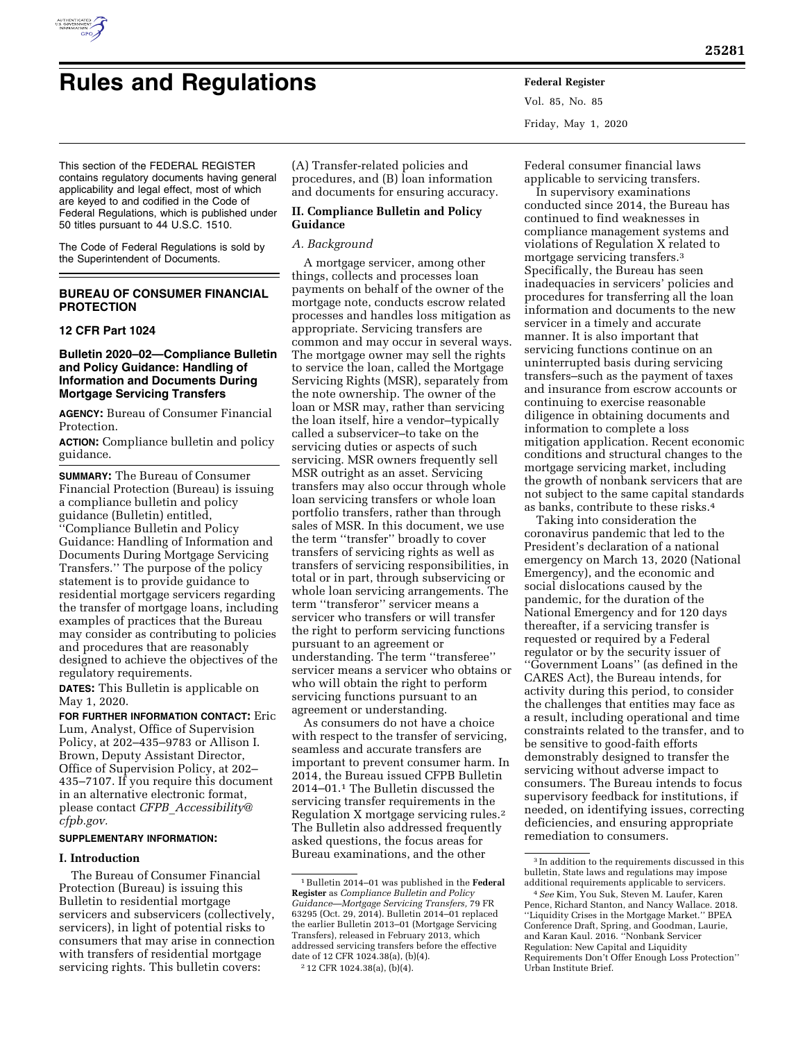# Rules and Regulations

This section of the FEDERAL REGISTER contains regulatory documents having general applicability and legal effect, most of which are keyed to and codified in the Code of Federal Regulations, which is published under 50 titles pursuant to 44 U.S.C. 1510.

The Code of Federal Regulations is sold by the Superintendent of Documents.

## BUREAU OF CONSUMER FINANCIAL PROTECTION

## 12 CFR Part 1024

## Bulletin 2020–02—Compliance Bulletin and Policy Guidance: Handling of Information and Documents During Mortgage Servicing Transfers

**AGENCY:** Bureau of Consumer Financial Protection.

**ACTION:** Compliance bulletin and policy guidance.

**SUMMARY:** The Bureau of Consumer Financial Protection (Bureau) is issuing a compliance bulletin and policy guidance (Bulletin) entitled, ''Compliance Bulletin and Policy Guidance: Handling of Information and Documents During Mortgage Servicing Transfers.'' The purpose of the policy statement is to provide guidance to residential mortgage servicers regarding the transfer of mortgage loans, including examples of practices that the Bureau may consider as contributing to policies and procedures that are reasonably designed to achieve the objectives of the regulatory requirements.

**DATES:** This Bulletin is applicable on May 1, 2020.

**FOR FURTHER INFORMATION CONTACT:** Eric Lum, Analyst, Office of Supervision Policy, at 202–435–9783 or Allison I. Brown, Deputy Assistant Director, Office of Supervision Policy, at 202–435–7107. If you require this document in an alternative electronic format, please contact *CFPB_Accessibility@cfpb.gov*.

**SUPPLEMENTARY INFORMATION:**

### I. Introduction

The Bureau of Consumer Financial Protection (Bureau) is issuing this Bulletin to residential mortgage servicers and subservicers (collectively, servicers), in light of potential risks to consumers that may arise in connection with transfers of residential mortgage servicing rights. This bulletin covers: (A) Transfer-related policies and procedures, and (B) loan information and documents for ensuring accuracy.

### II. Compliance Bulletin and Policy Guidance

*A. Background*

A mortgage servicer, among other things, collects and processes loan payments on behalf of the owner of the mortgage note, conducts escrow related processes and handles loss mitigation as appropriate. Servicing transfers are common and may occur in several ways. The mortgage owner may sell the rights to service the loan, called the Mortgage Servicing Rights (MSR), separately from the note ownership. The owner of the loan or MSR may, rather than servicing the loan itself, hire a vendor–typically called a subservicer–to take on the servicing duties or aspects of such servicing. MSR owners frequently sell MSR outright as an asset. Servicing transfers may also occur through whole loan servicing transfers or whole loan portfolio transfers, rather than through sales of MSR. In this document, we use the term ''transfer'' broadly to cover transfers of servicing rights as well as transfers of servicing responsibilities, in total or in part, through subservicing or whole loan servicing arrangements. The term ''transferor'' servicer means a servicer who transfers or will transfer the right to perform servicing functions pursuant to an agreement or understanding. The term ''transferee'' servicer means a servicer who obtains or who will obtain the right to perform servicing functions pursuant to an agreement or understanding.

As consumers do not have a choice with respect to the transfer of servicing, seamless and accurate transfers are important to prevent consumer harm. In 2014, the Bureau issued CFPB Bulletin 2014–01.[1] The Bulletin discussed the servicing transfer requirements in the Regulation X mortgage servicing rules.[2] The Bulletin also addressed frequently asked questions, the focus areas for Bureau examinations, and the other Federal consumer financial laws applicable to servicing transfers.

In supervisory examinations conducted since 2014, the Bureau has continued to find weaknesses in compliance management systems and violations of Regulation X related to mortgage servicing transfers.[3] Specifically, the Bureau has seen inadequacies in servicers' policies and procedures for transferring all the loan information and documents to the new servicer in a timely and accurate manner. It is also important that servicing functions continue on an uninterrupted basis during servicing transfers–such as the payment of taxes and insurance from escrow accounts or continuing to exercise reasonable diligence in obtaining documents and information to complete a loss mitigation application. Recent economic conditions and structural changes to the mortgage servicing market, including the growth of nonbank servicers that are not subject to the same capital standards as banks, contribute to these risks.[4]

Taking into consideration the coronavirus pandemic that led to the President's declaration of a national emergency on March 13, 2020 (National Emergency), and the economic and social dislocations caused by the pandemic, for the duration of the National Emergency and for 120 days thereafter, if a servicing transfer is requested or required by a Federal regulator or by the security issuer of ''Government Loans'' (as defined in the CARES Act), the Bureau intends, for activity during this period, to consider the challenges that entities may face as a result, including operational and time constraints related to the transfer, and to be sensitive to good-faith efforts demonstrably designed to transfer the servicing without adverse impact to consumers. The Bureau intends to focus supervisory feedback for institutions, if needed, on identifying issues, correcting deficiencies, and ensuring appropriate remediation to consumers.

---

[1] Bulletin 2014–01 was published in the **Federal Register** as *Compliance Bulletin and Policy Guidance—Mortgage Servicing Transfers,* 79 FR 63295 (Oct. 29, 2014). Bulletin 2014–01 replaced the earlier Bulletin 2013–01 (Mortgage Servicing Transfers), released in February 2013, which addressed servicing transfers before the effective date of 12 CFR 1024.38(a), (b)(4).

[2] 12 CFR 1024.38(a), (b)(4).

[3] In addition to the requirements discussed in this bulletin, State laws and regulations may impose additional requirements applicable to servicers.

[4] *See* Kim, You Suk, Steven M. Laufer, Karen Pence, Richard Stanton, and Nancy Wallace. 2018. ''Liquidity Crises in the Mortgage Market.'' BPEA Conference Draft, Spring, and Goodman, Laurie, and Karan Kaul. 2016. ''Nonbank Servicer Regulation: New Capital and Liquidity Requirements Don't Offer Enough Loss Protection'' Urban Institute Brief.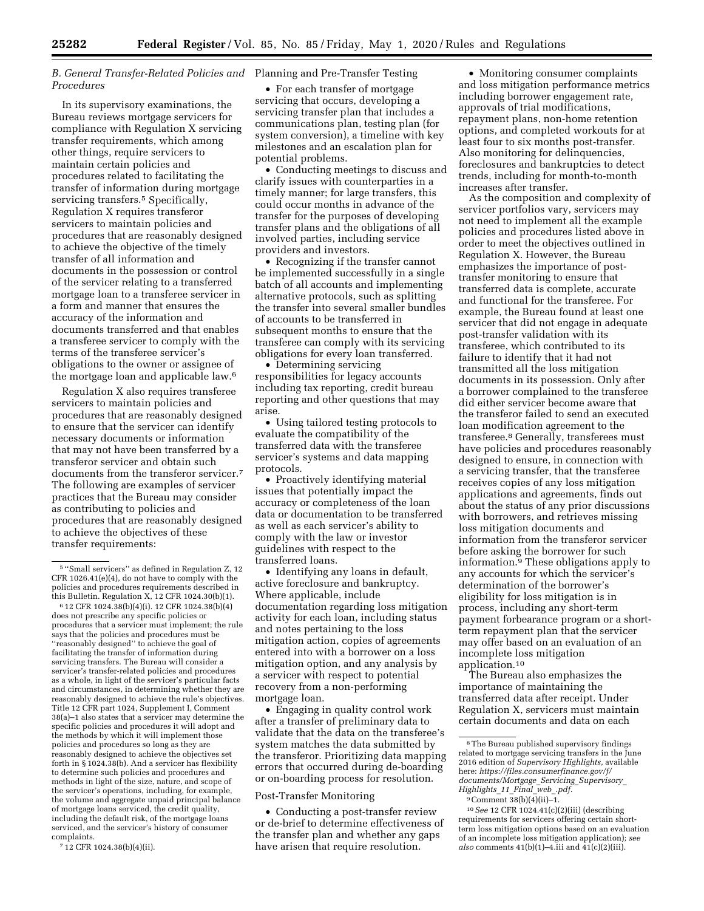### B. General Transfer-Related Policies and Procedures

In its supervisory examinations, the Bureau reviews mortgage servicers for compliance with Regulation X servicing transfer requirements, which among other things, require servicers to maintain certain policies and procedures related to facilitating the transfer of information during mortgage servicing transfers.[5] Specifically, Regulation X requires transferor servicers to maintain policies and procedures that are reasonably designed to achieve the objective of the timely transfer of all information and documents in the possession or control of the servicer relating to a transferred mortgage loan to a transferee servicer in a form and manner that ensures the accuracy of the information and documents transferred and that enables a transferee servicer to comply with the terms of the transferee servicer's obligations to the owner or assignee of the mortgage loan and applicable law.[6]

Regulation X also requires transferee servicers to maintain policies and procedures that are reasonably designed to ensure that the servicer can identify necessary documents or information that may not have been transferred by a transferor servicer and obtain such documents from the transferor servicer.[7] The following are examples of servicer practices that the Bureau may consider as contributing to policies and procedures that are reasonably designed to achieve the objectives of these transfer requirements:

Planning and Pre-Transfer Testing

- For each transfer of mortgage servicing that occurs, developing a servicing transfer plan that includes a communications plan, testing plan (for system conversion), a timeline with key milestones and an escalation plan for potential problems.
- Conducting meetings to discuss and clarify issues with counterparties in a timely manner; for large transfers, this could occur months in advance of the transfer for the purposes of developing transfer plans and the obligations of all involved parties, including service providers and investors.
- Recognizing if the transfer cannot be implemented successfully in a single batch of all accounts and implementing alternative protocols, such as splitting the transfer into several smaller bundles of accounts to be transferred in subsequent months to ensure that the transferee can comply with its servicing obligations for every loan transferred.
- Determining servicing responsibilities for legacy accounts including tax reporting, credit bureau reporting and other questions that may arise.
- Using tailored testing protocols to evaluate the compatibility of the transferred data with the transferee servicer's systems and data mapping protocols.
- Proactively identifying material issues that potentially impact the accuracy or completeness of the loan data or documentation to be transferred as well as each servicer's ability to comply with the law or investor guidelines with respect to the transferred loans.
- Identifying any loans in default, active foreclosure and bankruptcy. Where applicable, include documentation regarding loss mitigation activity for each loan, including status and notes pertaining to the loss mitigation action, copies of agreements entered into with a borrower on a loss mitigation option, and any analysis by a servicer with respect to potential recovery from a non-performing mortgage loan.
- Engaging in quality control work after a transfer of preliminary data to validate that the data on the transferee's system matches the data submitted by the transferor. Prioritizing data mapping errors that occurred during de-boarding or on-boarding process for resolution.

Post-Transfer Monitoring

- Conducting a post-transfer review or de-brief to determine effectiveness of the transfer plan and whether any gaps have arisen that require resolution.
- Monitoring consumer complaints and loss mitigation performance metrics including borrower engagement rate, approvals of trial modifications, repayment plans, non-home retention options, and completed workouts for at least four to six months post-transfer. Also monitoring for delinquencies, foreclosures and bankruptcies to detect trends, including for month-to-month increases after transfer.

As the composition and complexity of servicer portfolios vary, servicers may not need to implement all the example policies and procedures listed above in order to meet the objectives outlined in Regulation X. However, the Bureau emphasizes the importance of post-transfer monitoring to ensure that transferred data is complete, accurate and functional for the transferee. For example, the Bureau found at least one servicer that did not engage in adequate post-transfer validation with its transferee, which contributed to its failure to identify that it had not transmitted all the loss mitigation documents in its possession. Only after a borrower complained to the transferee did either servicer become aware that the transferor failed to send an executed loan modification agreement to the transferee.[8] Generally, transferees must have policies and procedures reasonably designed to ensure, in connection with a servicing transfer, that the transferee receives copies of any loss mitigation applications and agreements, finds out about the status of any prior discussions with borrowers, and retrieves missing loss mitigation documents and information from the transferor servicer before asking the borrower for such information.[9] These obligations apply to any accounts for which the servicer's determination of the borrower's eligibility for loss mitigation is in process, including any short-term payment forbearance program or a short-term repayment plan that the servicer may offer based on an evaluation of an incomplete loss mitigation application.[10]

The Bureau also emphasizes the importance of maintaining the transferred data after receipt. Under Regulation X, servicers must maintain certain documents and data on each

---

[5] "Small servicers" as defined in Regulation Z, 12 CFR 1026.41(e)(4), do not have to comply with the policies and procedures requirements described in this Bulletin. Regulation X, 12 CFR 1024.30(b)(1).

[6] 12 CFR 1024.38(b)(4)(i). 12 CFR 1024.38(b)(4) does not prescribe any specific policies or procedures that a servicer must implement; the rule says that the policies and procedures must be "reasonably designed" to achieve the goal of facilitating the transfer of information during servicing transfers. The Bureau will consider a servicer's transfer-related policies and procedures as a whole, in light of the servicer's particular facts and circumstances, in determining whether they are reasonably designed to achieve the rule's objectives. Title 12 CFR part 1024, Supplement I, Comment 38(a)–1 also states that a servicer may determine the specific policies and procedures it will adopt and the methods by which it will implement those policies and procedures so long as they are reasonably designed to achieve the objectives set forth in § 1024.38(b). And a servicer has flexibility to determine such policies and procedures and methods in light of the size, nature, and scope of the servicer's operations, including, for example, the volume and aggregate unpaid principal balance of mortgage loans serviced, the credit quality, including the default risk, of the mortgage loans serviced, and the servicer's history of consumer complaints.

[7] 12 CFR 1024.38(b)(4)(ii).

[8] The Bureau published supervisory findings related to mortgage servicing transfers in the June 2016 edition of *Supervisory Highlights,* available here: *https://files.consumerfinance.gov/f/documents/Mortgage_Servicing_Supervisory_Highlights_11_Final_web_.pdf.*

[9] Comment 38(b)(4)(ii)–1.

[10] *See* 12 CFR 1024.41(c)(2)(iii) (describing requirements for servicers offering certain short-term loss mitigation options based on an evaluation of an incomplete loss mitigation application); *see also* comments 41(b)(1)–4.iii and 41(c)(2)(iii).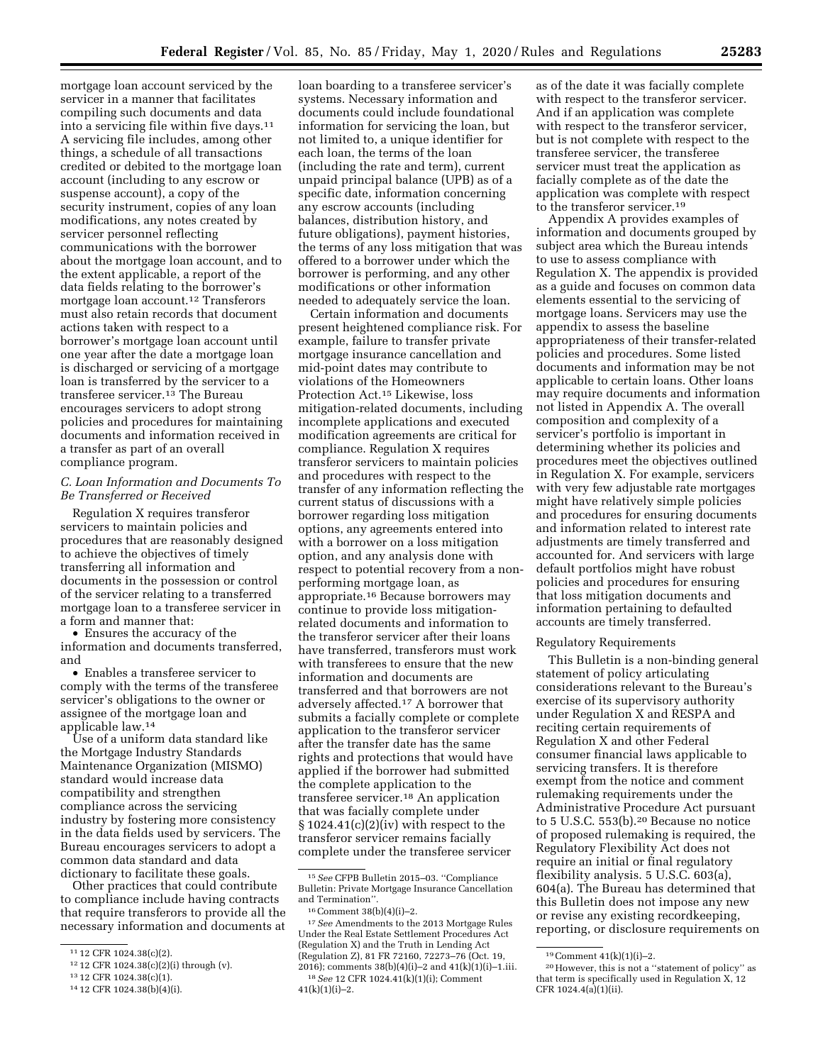mortgage loan account serviced by the servicer in a manner that facilitates compiling such documents and data into a servicing file within five days.[11] A servicing file includes, among other things, a schedule of all transactions credited or debited to the mortgage loan account (including to any escrow or suspense account), a copy of the security instrument, copies of any loan modifications, any notes created by servicer personnel reflecting communications with the borrower about the mortgage loan account, and to the extent applicable, a report of the data fields relating to the borrower's mortgage loan account.[12] Transferors must also retain records that document actions taken with respect to a borrower's mortgage loan account until one year after the date a mortgage loan is discharged or servicing of a mortgage loan is transferred by the servicer to a transferee servicer.[13] The Bureau encourages servicers to adopt strong policies and procedures for maintaining documents and information received in a transfer as part of an overall compliance program.

### *C. Loan Information and Documents To Be Transferred or Received*

Regulation X requires transferor servicers to maintain policies and procedures that are reasonably designed to achieve the objectives of timely transferring all information and documents in the possession or control of the servicer relating to a transferred mortgage loan to a transferee servicer in a form and manner that:

- Ensures the accuracy of the information and documents transferred, and
- Enables a transferee servicer to comply with the terms of the transferee servicer's obligations to the owner or assignee of the mortgage loan and applicable law.[14]

Use of a uniform data standard like the Mortgage Industry Standards Maintenance Organization (MISMO) standard would increase data compatibility and strengthen compliance across the servicing industry by fostering more consistency in the data fields used by servicers. The Bureau encourages servicers to adopt a common data standard and data dictionary to facilitate these goals.

Other practices that could contribute to compliance include having contracts that require transferors to provide all the necessary information and documents at loan boarding to a transferee servicer's systems. Necessary information and documents could include foundational information for servicing the loan, but not limited to, a unique identifier for each loan, the terms of the loan (including the rate and term), current unpaid principal balance (UPB) as of a specific date, information concerning any escrow accounts (including balances, distribution history, and future obligations), payment histories, the terms of any loss mitigation that was offered to a borrower under which the borrower is performing, and any other modifications or other information needed to adequately service the loan.

Certain information and documents present heightened compliance risk. For example, failure to transfer private mortgage insurance cancellation and mid-point dates may contribute to violations of the Homeowners Protection Act.[15] Likewise, loss mitigation-related documents, including incomplete applications and executed modification agreements are critical for compliance. Regulation X requires transferor servicers to maintain policies and procedures with respect to the transfer of any information reflecting the current status of discussions with a borrower regarding loss mitigation options, any agreements entered into with a borrower on a loss mitigation option, and any analysis done with respect to potential recovery from a non-performing mortgage loan, as appropriate.[16] Because borrowers may continue to provide loss mitigation-related documents and information to the transferor servicer after their loans have transferred, transferors must work with transferees to ensure that the new information and documents are transferred and that borrowers are not adversely affected.[17] A borrower that submits a facially complete or complete application to the transferor servicer after the transfer date has the same rights and protections that would have applied if the borrower had submitted the complete application to the transferee servicer.[18] An application that was facially complete under § 1024.41(c)(2)(iv) with respect to the transferor servicer remains facially complete under the transferee servicer as of the date it was facially complete with respect to the transferor servicer. And if an application was complete with respect to the transferor servicer, but is not complete with respect to the transferee servicer, the transferee servicer must treat the application as facially complete as of the date the application was complete with respect to the transferor servicer.[19]

Appendix A provides examples of information and documents grouped by subject area which the Bureau intends to use to assess compliance with Regulation X. The appendix is provided as a guide and focuses on common data elements essential to the servicing of mortgage loans. Servicers may use the appendix to assess the baseline appropriateness of their transfer-related policies and procedures. Some listed documents and information may be not applicable to certain loans. Other loans may require documents and information not listed in Appendix A. The overall composition and complexity of a servicer's portfolio is important in determining whether its policies and procedures meet the objectives outlined in Regulation X. For example, servicers with very few adjustable rate mortgages might have relatively simple policies and procedures for ensuring documents and information related to interest rate adjustments are timely transferred and accounted for. And servicers with large default portfolios might have robust policies and procedures for ensuring that loss mitigation documents and information pertaining to defaulted accounts are timely transferred.

Regulatory Requirements

This Bulletin is a non-binding general statement of policy articulating considerations relevant to the Bureau's exercise of its supervisory authority under Regulation X and RESPA and reciting certain requirements of Regulation X and other Federal consumer financial laws applicable to servicing transfers. It is therefore exempt from the notice and comment rulemaking requirements under the Administrative Procedure Act pursuant to 5 U.S.C. 553(b).[20] Because no notice of proposed rulemaking is required, the Regulatory Flexibility Act does not require an initial or final regulatory flexibility analysis. 5 U.S.C. 603(a), 604(a). The Bureau has determined that this Bulletin does not impose any new or revise any existing recordkeeping, reporting, or disclosure requirements on

---

[11] 12 CFR 1024.38(c)(2).

[12] 12 CFR 1024.38(c)(2)(i) through (v).

[13] 12 CFR 1024.38(c)(1).

[14] 12 CFR 1024.38(b)(4)(i).

[15] *See* CFPB Bulletin 2015–03. ''Compliance Bulletin: Private Mortgage Insurance Cancellation and Termination''.

[16] Comment 38(b)(4)(i)–2.

[17] *See* Amendments to the 2013 Mortgage Rules Under the Real Estate Settlement Procedures Act (Regulation X) and the Truth in Lending Act (Regulation Z), 81 FR 72160, 72273–76 (Oct. 19, 2016); comments 38(b)(4)(i)–2 and 41(k)(1)(i)–1.iii.

[18] *See* 12 CFR 1024.41(k)(1)(i); Comment 41(k)(1)(i)–2.

[19] Comment 41(k)(1)(i)–2.

[20] However, this is not a ''statement of policy'' as that term is specifically used in Regulation X, 12 CFR 1024.4(a)(1)(ii).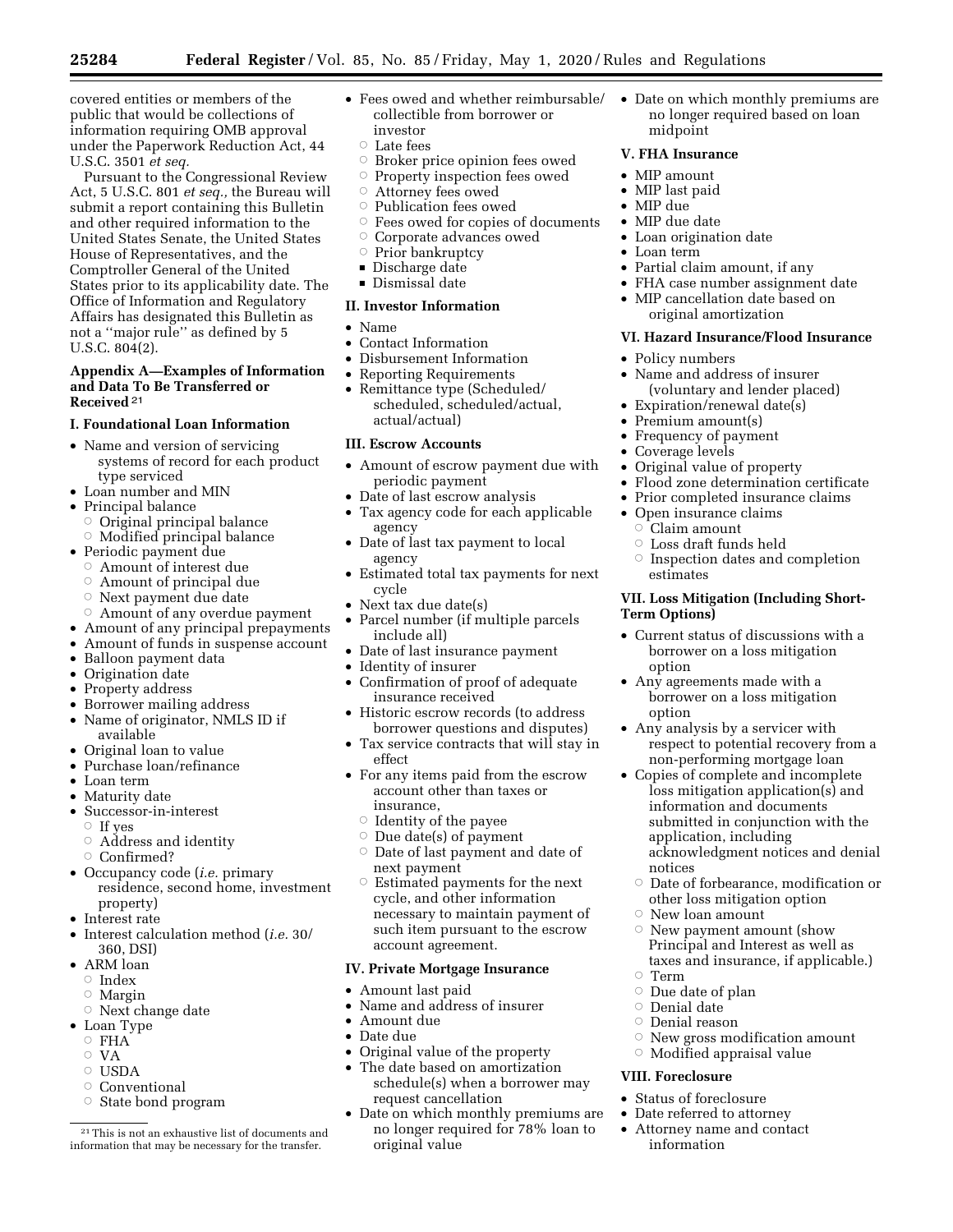covered entities or members of the public that would be collections of information requiring OMB approval under the Paperwork Reduction Act, 44 U.S.C. 3501 *et seq.*

Pursuant to the Congressional Review Act, 5 U.S.C. 801 *et seq.*, the Bureau will submit a report containing this Bulletin and other required information to the United States Senate, the United States House of Representatives, and the Comptroller General of the United States prior to its applicability date. The Office of Information and Regulatory Affairs has designated this Bulletin as not a ''major rule'' as defined by 5 U.S.C. 804(2).

### Appendix A—Examples of Information and Data To Be Transferred or Received [21]

#### I. Foundational Loan Information

- Name and version of servicing systems of record for each product type serviced
- Loan number and MIN
- Principal balance
  - Original principal balance
  - Modified principal balance
- Periodic payment due
  - Amount of interest due
  - Amount of principal due
  - Next payment due date
  - Amount of any overdue payment
- Amount of any principal prepayments
- Amount of funds in suspense account
- Balloon payment data
- Origination date
- Property address
- Borrower mailing address
- Name of originator, NMLS ID if available
- Original loan to value
- Purchase loan/refinance
- Loan term
- Maturity date
- Successor-in-interest
  - If yes
  - Address and identity
  - Confirmed?
- Occupancy code (*i.e.* primary residence, second home, investment property)
- Interest rate
- Interest calculation method (*i.e.* 30/360, DSI)
- ARM loan
  - Index
  - Margin
  - Next change date
- Loan Type
  - FHA
  - VA
  - USDA
  - Conventional
  - State bond program
- Fees owed and whether reimbursable/collectible from borrower or investor
  - Late fees
  - Broker price opinion fees owed
  - Property inspection fees owed
  - Attorney fees owed
  - Publication fees owed
  - Fees owed for copies of documents
  - Corporate advances owed
  - Prior bankruptcy
    - Discharge date
    - Dismissal date

#### II. Investor Information

- Name
- Contact Information
- Disbursement Information
- Reporting Requirements
- Remittance type (Scheduled/scheduled, scheduled/actual, actual/actual)

#### III. Escrow Accounts

- Amount of escrow payment due with periodic payment
- Date of last escrow analysis
- Tax agency code for each applicable agency
- Date of last tax payment to local agency
- Estimated total tax payments for next cycle
- Next tax due date(s)
- Parcel number (if multiple parcels include all)
- Date of last insurance payment
- Identity of insurer
- Confirmation of proof of adequate insurance received
- Historic escrow records (to address borrower questions and disputes)
- Tax service contracts that will stay in effect
- For any items paid from the escrow account other than taxes or insurance,
  - Identity of the payee
  - Due date(s) of payment
  - Date of last payment and date of next payment
  - Estimated payments for the next cycle, and other information necessary to maintain payment of such item pursuant to the escrow account agreement.

#### IV. Private Mortgage Insurance

- Amount last paid
- Name and address of insurer
- Amount due
- Date due
- Original value of the property
- The date based on amortization schedule(s) when a borrower may request cancellation
- Date on which monthly premiums are no longer required for 78% loan to original value
- Date on which monthly premiums are no longer required based on loan midpoint

#### V. FHA Insurance

- MIP amount
- MIP last paid
- MIP due
- MIP due date
- Loan origination date
- Loan term
- Partial claim amount, if any
- FHA case number assignment date
- MIP cancellation date based on original amortization

#### VI. Hazard Insurance/Flood Insurance

- Policy numbers
- Name and address of insurer (voluntary and lender placed)
- Expiration/renewal date(s)
- Premium amount(s)
- Frequency of payment
- Coverage levels
- Original value of property
- Flood zone determination certificate
- Prior completed insurance claims
- Open insurance claims
  - Claim amount
  - Loss draft funds held
  - Inspection dates and completion estimates

#### VII. Loss Mitigation (Including Short-Term Options)

- Current status of discussions with a borrower on a loss mitigation option
- Any agreements made with a borrower on a loss mitigation option
- Any analysis by a servicer with respect to potential recovery from a non-performing mortgage loan
- Copies of complete and incomplete loss mitigation application(s) and information and documents submitted in conjunction with the application, including acknowledgment notices and denial notices
  - Date of forbearance, modification or other loss mitigation option
  - New loan amount
  - New payment amount (show Principal and Interest as well as taxes and insurance, if applicable.)
  - Term
  - Due date of plan
  - Denial date
  - Denial reason
  - New gross modification amount
  - Modified appraisal value

#### VIII. Foreclosure

- Status of foreclosure
- Date referred to attorney
- Attorney name and contact information

---

[21] This is not an exhaustive list of documents and information that may be necessary for the transfer.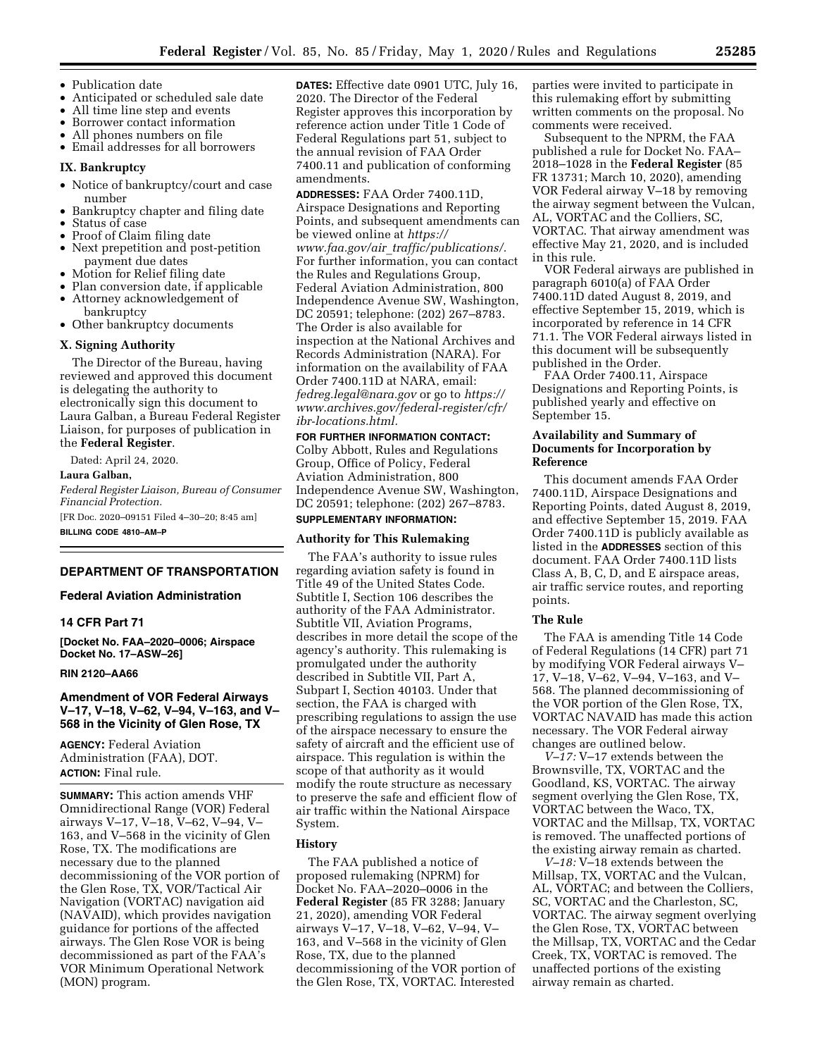- Publication date
- Anticipated or scheduled sale date
- All time line step and events
- Borrower contact information
- All phones numbers on file
- Email addresses for all borrowers

### IX. Bankruptcy

- Notice of bankruptcy/court and case number
- Bankruptcy chapter and filing date
- Status of case
- Proof of Claim filing date
- Next prepetition and post-petition payment due dates
- Motion for Relief filing date
- Plan conversion date, if applicable
- Attorney acknowledgement of bankruptcy
- Other bankruptcy documents

### X. Signing Authority

The Director of the Bureau, having reviewed and approved this document is delegating the authority to electronically sign this document to Laura Galban, a Bureau Federal Register Liaison, for purposes of publication in the **Federal Register**.

Dated: April 24, 2020.

**Laura Galban,**

*Federal Register Liaison, Bureau of Consumer Financial Protection.*

[FR Doc. 2020–09151 Filed 4–30–20; 8:45 am]

**BILLING CODE 4810–AM–P**

---

## DEPARTMENT OF TRANSPORTATION

### Federal Aviation Administration

### 14 CFR Part 71

**[Docket No. FAA–2020–0006; Airspace Docket No. 17–ASW–26]**

**RIN 2120–AA66**

### Amendment of VOR Federal Airways V–17, V–18, V–62, V–94, V–163, and V–568 in the Vicinity of Glen Rose, TX

**AGENCY:** Federal Aviation Administration (FAA), DOT.

**ACTION:** Final rule.

**SUMMARY:** This action amends VHF Omnidirectional Range (VOR) Federal airways V–17, V–18, V–62, V–94, V–163, and V–568 in the vicinity of Glen Rose, TX. The modifications are necessary due to the planned decommissioning of the VOR portion of the Glen Rose, TX, VOR/Tactical Air Navigation (VORTAC) navigation aid (NAVAID), which provides navigation guidance for portions of the affected airways. The Glen Rose VOR is being decommissioned as part of the FAA's VOR Minimum Operational Network (MON) program.

**DATES:** Effective date 0901 UTC, July 16, 2020. The Director of the Federal Register approves this incorporation by reference action under Title 1 Code of Federal Regulations part 51, subject to the annual revision of FAA Order 7400.11 and publication of conforming amendments.

**ADDRESSES:** FAA Order 7400.11D, Airspace Designations and Reporting Points, and subsequent amendments can be viewed online at *https://www.faa.gov/air_traffic/publications/*. For further information, you can contact the Rules and Regulations Group, Federal Aviation Administration, 800 Independence Avenue SW, Washington, DC 20591; telephone: (202) 267–8783. The Order is also available for inspection at the National Archives and Records Administration (NARA). For information on the availability of FAA Order 7400.11D at NARA, email: *fedreg.legal@nara.gov* or go to *https://www.archives.gov/federal-register/cfr/ibr-locations.html*.

**FOR FURTHER INFORMATION CONTACT:** Colby Abbott, Rules and Regulations Group, Office of Policy, Federal Aviation Administration, 800 Independence Avenue SW, Washington, DC 20591; telephone: (202) 267–8783.

**SUPPLEMENTARY INFORMATION:**

#### Authority for This Rulemaking

The FAA's authority to issue rules regarding aviation safety is found in Title 49 of the United States Code. Subtitle I, Section 106 describes the authority of the FAA Administrator. Subtitle VII, Aviation Programs, describes in more detail the scope of the agency's authority. This rulemaking is promulgated under the authority described in Subtitle VII, Part A, Subpart I, Section 40103. Under that section, the FAA is charged with prescribing regulations to assign the use of the airspace necessary to ensure the safety of aircraft and the efficient use of airspace. This regulation is within the scope of that authority as it would modify the route structure as necessary to preserve the safe and efficient flow of air traffic within the National Airspace System.

#### History

The FAA published a notice of proposed rulemaking (NPRM) for Docket No. FAA–2020–0006 in the **Federal Register** (85 FR 3288; January 21, 2020), amending VOR Federal airways V–17, V–18, V–62, V–94, V–163, and V–568 in the vicinity of Glen Rose, TX, due to the planned decommissioning of the VOR portion of the Glen Rose, TX, VORTAC. Interested parties were invited to participate in this rulemaking effort by submitting written comments on the proposal. No comments were received.

Subsequent to the NPRM, the FAA published a rule for Docket No. FAA–2018–1028 in the **Federal Register** (85 FR 13731; March 10, 2020), amending VOR Federal airway V–18 by removing the airway segment between the Vulcan, AL, VORTAC and the Colliers, SC, VORTAC. That airway amendment was effective May 21, 2020, and is included in this rule.

VOR Federal airways are published in paragraph 6010(a) of FAA Order 7400.11D dated August 8, 2019, and effective September 15, 2019, which is incorporated by reference in 14 CFR 71.1. The VOR Federal airways listed in this document will be subsequently published in the Order.

FAA Order 7400.11, Airspace Designations and Reporting Points, is published yearly and effective on September 15.

#### Availability and Summary of Documents for Incorporation by Reference

This document amends FAA Order 7400.11D, Airspace Designations and Reporting Points, dated August 8, 2019, and effective September 15, 2019. FAA Order 7400.11D is publicly available as listed in the **ADDRESSES** section of this document. FAA Order 7400.11D lists Class A, B, C, D, and E airspace areas, air traffic service routes, and reporting points.

#### The Rule

The FAA is amending Title 14 Code of Federal Regulations (14 CFR) part 71 by modifying VOR Federal airways V–17, V–18, V–62, V–94, V–163, and V–568. The planned decommissioning of the VOR portion of the Glen Rose, TX, VORTAC NAVAID has made this action necessary. The VOR Federal airway changes are outlined below.

*V–17:* V–17 extends between the Brownsville, TX, VORTAC and the Goodland, KS, VORTAC. The airway segment overlying the Glen Rose, TX, VORTAC between the Waco, TX, VORTAC and the Millsap, TX, VORTAC is removed. The unaffected portions of the existing airway remain as charted.

*V–18:* V–18 extends between the Millsap, TX, VORTAC and the Vulcan, AL, VORTAC; and between the Colliers, SC, VORTAC and the Charleston, SC, VORTAC. The airway segment overlying the Glen Rose, TX, VORTAC between the Millsap, TX, VORTAC and the Cedar Creek, TX, VORTAC is removed. The unaffected portions of the existing airway remain as charted.